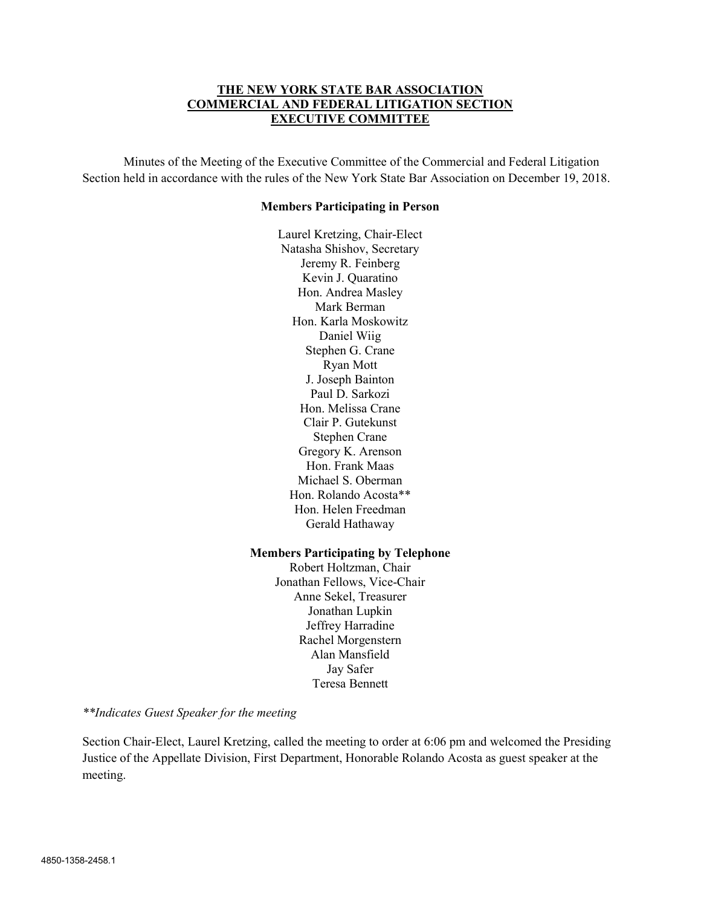**THE NEW YORK STATE BAR ASSOCIATION**
**COMMERCIAL AND FEDERAL LITIGATION SECTION**
**EXECUTIVE COMMITTEE**

Minutes of the Meeting of the Executive Committee of the Commercial and Federal Litigation Section held in accordance with the rules of the New York State Bar Association on December 19, 2018.

**Members Participating in Person**

Laurel Kretzing, Chair-Elect
Natasha Shishov, Secretary
Jeremy R. Feinberg
Kevin J. Quaratino
Hon. Andrea Masley
Mark Berman
Hon. Karla Moskowitz
Daniel Wiig
Stephen G. Crane
Ryan Mott
J. Joseph Bainton
Paul D. Sarkozi
Hon. Melissa Crane
Clair P. Gutekunst
Stephen Crane
Gregory K. Arenson
Hon. Frank Maas
Michael S. Oberman
Hon. Rolando Acosta**
Hon. Helen Freedman
Gerald Hathaway

**Members Participating by Telephone**

Robert Holtzman, Chair
Jonathan Fellows, Vice-Chair
Anne Sekel, Treasurer
Jonathan Lupkin
Jeffrey Harradine
Rachel Morgenstern
Alan Mansfield
Jay Safer
Teresa Bennett

*\*\*Indicates Guest Speaker for the meeting*

Section Chair-Elect, Laurel Kretzing, called the meeting to order at 6:06 pm and welcomed the Presiding Justice of the Appellate Division, First Department, Honorable Rolando Acosta as guest speaker at the meeting.

4850-1358-2458.1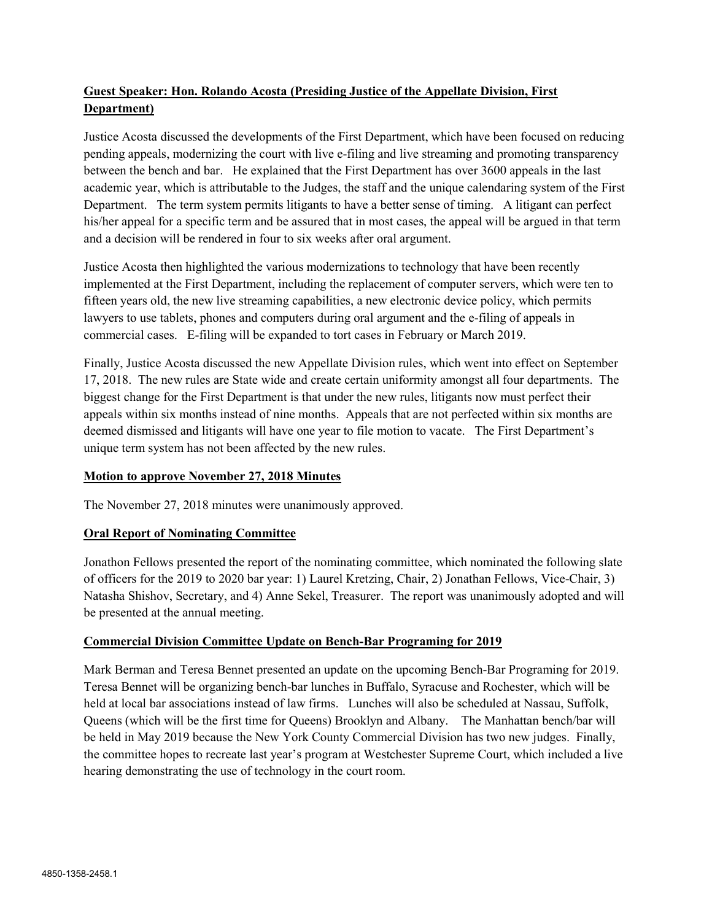**Guest Speaker: Hon. Rolando Acosta (Presiding Justice of the Appellate Division, First Department)**

Justice Acosta discussed the developments of the First Department, which have been focused on reducing pending appeals, modernizing the court with live e-filing and live streaming and promoting transparency between the bench and bar. He explained that the First Department has over 3600 appeals in the last academic year, which is attributable to the Judges, the staff and the unique calendaring system of the First Department. The term system permits litigants to have a better sense of timing. A litigant can perfect his/her appeal for a specific term and be assured that in most cases, the appeal will be argued in that term and a decision will be rendered in four to six weeks after oral argument.

Justice Acosta then highlighted the various modernizations to technology that have been recently implemented at the First Department, including the replacement of computer servers, which were ten to fifteen years old, the new live streaming capabilities, a new electronic device policy, which permits lawyers to use tablets, phones and computers during oral argument and the e-filing of appeals in commercial cases. E-filing will be expanded to tort cases in February or March 2019.

Finally, Justice Acosta discussed the new Appellate Division rules, which went into effect on September 17, 2018. The new rules are State wide and create certain uniformity amongst all four departments. The biggest change for the First Department is that under the new rules, litigants now must perfect their appeals within six months instead of nine months. Appeals that are not perfected within six months are deemed dismissed and litigants will have one year to file motion to vacate. The First Department's unique term system has not been affected by the new rules.

**Motion to approve November 27, 2018 Minutes**

The November 27, 2018 minutes were unanimously approved.

**Oral Report of Nominating Committee**

Jonathon Fellows presented the report of the nominating committee, which nominated the following slate of officers for the 2019 to 2020 bar year: 1) Laurel Kretzing, Chair, 2) Jonathan Fellows, Vice-Chair, 3) Natasha Shishov, Secretary, and 4) Anne Sekel, Treasurer. The report was unanimously adopted and will be presented at the annual meeting.

**Commercial Division Committee Update on Bench-Bar Programing for 2019**

Mark Berman and Teresa Bennet presented an update on the upcoming Bench-Bar Programing for 2019. Teresa Bennet will be organizing bench-bar lunches in Buffalo, Syracuse and Rochester, which will be held at local bar associations instead of law firms. Lunches will also be scheduled at Nassau, Suffolk, Queens (which will be the first time for Queens) Brooklyn and Albany. The Manhattan bench/bar will be held in May 2019 because the New York County Commercial Division has two new judges. Finally, the committee hopes to recreate last year's program at Westchester Supreme Court, which included a live hearing demonstrating the use of technology in the court room.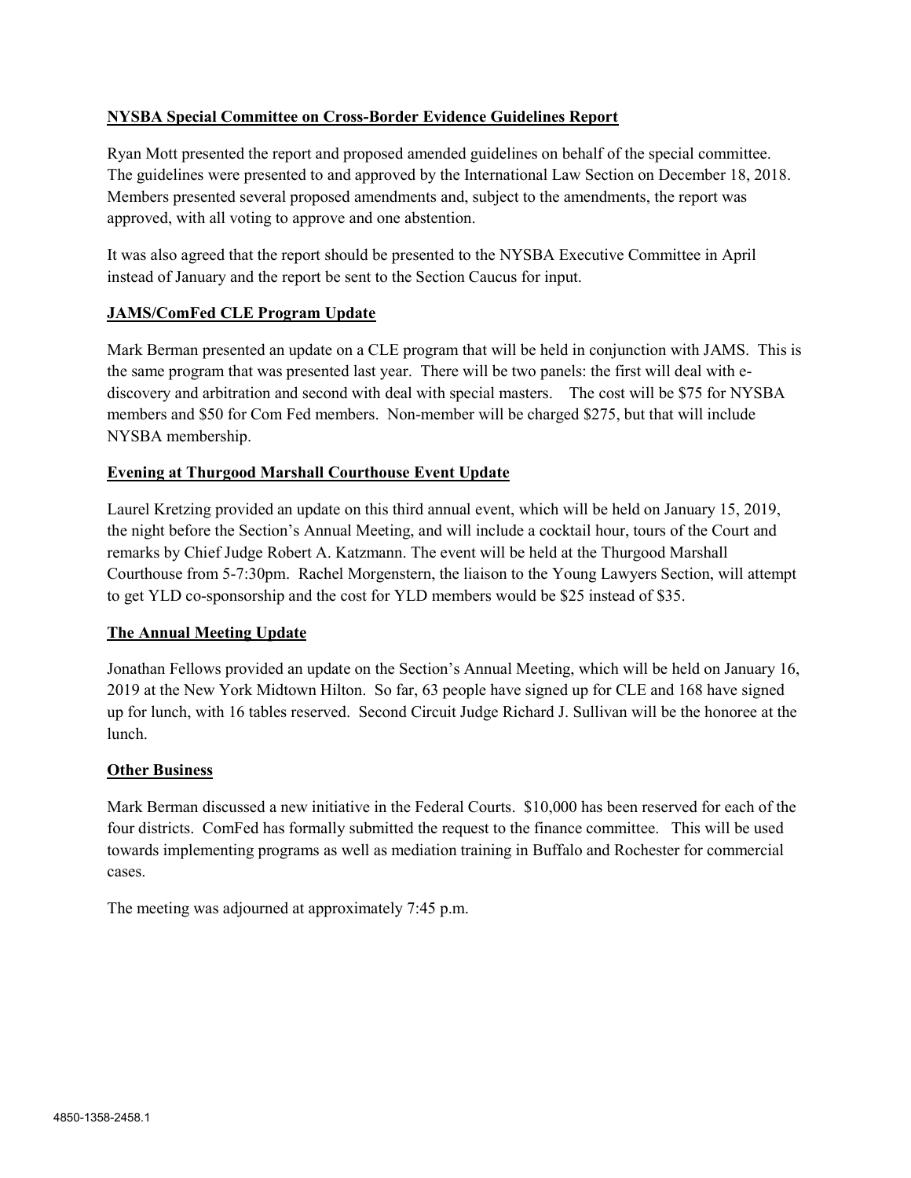**NYSBA Special Committee on Cross-Border Evidence Guidelines Report**

Ryan Mott presented the report and proposed amended guidelines on behalf of the special committee. The guidelines were presented to and approved by the International Law Section on December 18, 2018. Members presented several proposed amendments and, subject to the amendments, the report was approved, with all voting to approve and one abstention.

It was also agreed that the report should be presented to the NYSBA Executive Committee in April instead of January and the report be sent to the Section Caucus for input.

**JAMS/ComFed CLE Program Update**

Mark Berman presented an update on a CLE program that will be held in conjunction with JAMS. This is the same program that was presented last year. There will be two panels: the first will deal with e-discovery and arbitration and second with deal with special masters. The cost will be $75 for NYSBA members and $50 for Com Fed members. Non-member will be charged $275, but that will include NYSBA membership.

**Evening at Thurgood Marshall Courthouse Event Update**

Laurel Kretzing provided an update on this third annual event, which will be held on January 15, 2019, the night before the Section's Annual Meeting, and will include a cocktail hour, tours of the Court and remarks by Chief Judge Robert A. Katzmann. The event will be held at the Thurgood Marshall Courthouse from 5-7:30pm. Rachel Morgenstern, the liaison to the Young Lawyers Section, will attempt to get YLD co-sponsorship and the cost for YLD members would be $25 instead of $35.

**The Annual Meeting Update**

Jonathan Fellows provided an update on the Section's Annual Meeting, which will be held on January 16, 2019 at the New York Midtown Hilton. So far, 63 people have signed up for CLE and 168 have signed up for lunch, with 16 tables reserved. Second Circuit Judge Richard J. Sullivan will be the honoree at the lunch.

**Other Business**

Mark Berman discussed a new initiative in the Federal Courts. $10,000 has been reserved for each of the four districts. ComFed has formally submitted the request to the finance committee. This will be used towards implementing programs as well as mediation training in Buffalo and Rochester for commercial cases.

The meeting was adjourned at approximately 7:45 p.m.

4850-1358-2458.1